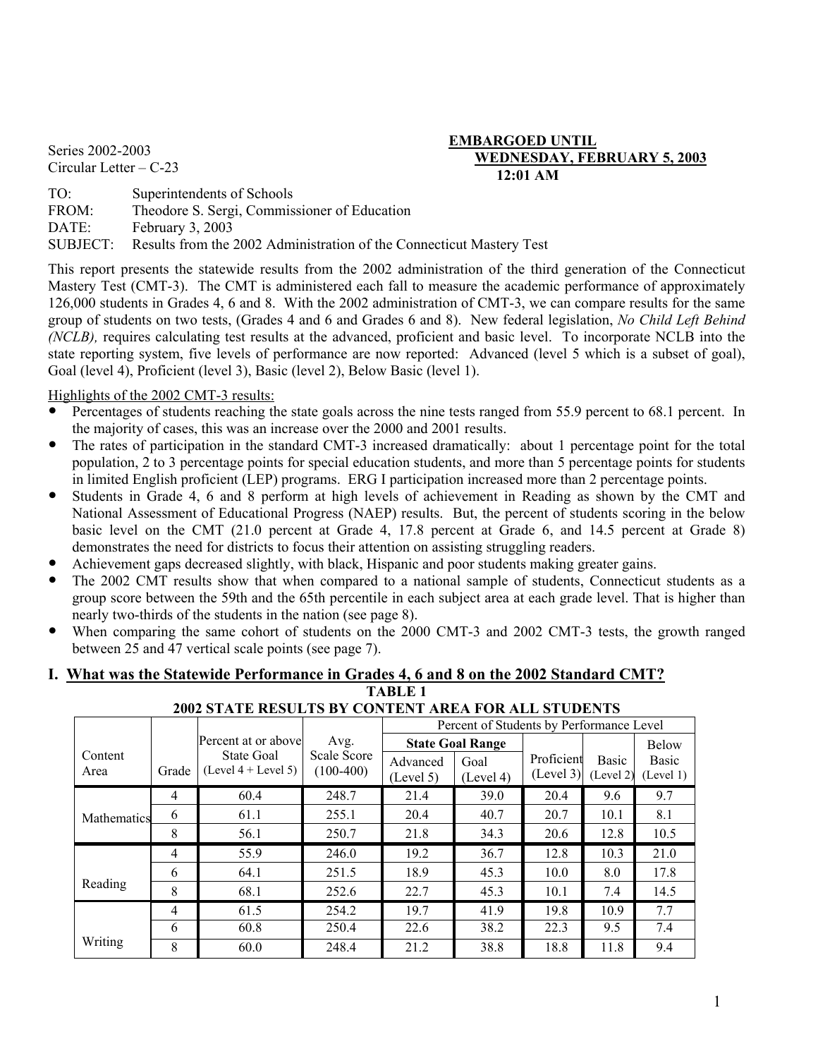Series 2002-2003
Circular Letter – C-23

**EMBARGOED UNTIL**
**WEDNESDAY, FEBRUARY 5, 2003**
**12:01 AM**

TO: Superintendents of Schools
FROM: Theodore S. Sergi, Commissioner of Education
DATE: February 3, 2003
SUBJECT: Results from the 2002 Administration of the Connecticut Mastery Test

This report presents the statewide results from the 2002 administration of the third generation of the Connecticut Mastery Test (CMT-3). The CMT is administered each fall to measure the academic performance of approximately 126,000 students in Grades 4, 6 and 8. With the 2002 administration of CMT-3, we can compare results for the same group of students on two tests, (Grades 4 and 6 and Grades 6 and 8). New federal legislation, *No Child Left Behind (NCLB),* requires calculating test results at the advanced, proficient and basic level. To incorporate NCLB into the state reporting system, five levels of performance are now reported: Advanced (level 5 which is a subset of goal), Goal (level 4), Proficient (level 3), Basic (level 2), Below Basic (level 1).

Highlights of the 2002 CMT-3 results:

- Percentages of students reaching the state goals across the nine tests ranged from 55.9 percent to 68.1 percent. In the majority of cases, this was an increase over the 2000 and 2001 results.
- The rates of participation in the standard CMT-3 increased dramatically: about 1 percentage point for the total population, 2 to 3 percentage points for special education students, and more than 5 percentage points for students in limited English proficient (LEP) programs. ERG I participation increased more than 2 percentage points.
- Students in Grade 4, 6 and 8 perform at high levels of achievement in Reading as shown by the CMT and National Assessment of Educational Progress (NAEP) results. But, the percent of students scoring in the below basic level on the CMT (21.0 percent at Grade 4, 17.8 percent at Grade 6, and 14.5 percent at Grade 8) demonstrates the need for districts to focus their attention on assisting struggling readers.
- Achievement gaps decreased slightly, with black, Hispanic and poor students making greater gains.
- The 2002 CMT results show that when compared to a national sample of students, Connecticut students as a group score between the 59th and the 65th percentile in each subject area at each grade level. That is higher than nearly two-thirds of the students in the nation (see page 8).
- When comparing the same cohort of students on the 2000 CMT-3 and 2002 CMT-3 tests, the growth ranged between 25 and 47 vertical scale points (see page 7).

## I. What was the Statewide Performance in Grades 4, 6 and 8 on the 2002 Standard CMT?

**TABLE 1**
**2002 STATE RESULTS BY CONTENT AREA FOR ALL STUDENTS**

| Content Area | Grade | Percent at or above State Goal (Level 4 + Level 5) | Avg. Scale Score (100-400) | Percent of Students by Performance Level: State Goal Range: Advanced (Level 5) | Goal (Level 4) | Proficient (Level 3) | Basic (Level 2) | Below Basic (Level 1) |
|---|---|---|---|---|---|---|---|---|
| Mathematics | 4 | 60.4 | 248.7 | 21.4 | 39.0 | 20.4 | 9.6 | 9.7 |
| | 6 | 61.1 | 255.1 | 20.4 | 40.7 | 20.7 | 10.1 | 8.1 |
| | 8 | 56.1 | 250.7 | 21.8 | 34.3 | 20.6 | 12.8 | 10.5 |
| Reading | 4 | 55.9 | 246.0 | 19.2 | 36.7 | 12.8 | 10.3 | 21.0 |
| | 6 | 64.1 | 251.5 | 18.9 | 45.3 | 10.0 | 8.0 | 17.8 |
| | 8 | 68.1 | 252.6 | 22.7 | 45.3 | 10.1 | 7.4 | 14.5 |
| Writing | 4 | 61.5 | 254.2 | 19.7 | 41.9 | 19.8 | 10.9 | 7.7 |
| | 6 | 60.8 | 250.4 | 22.6 | 38.2 | 22.3 | 9.5 | 7.4 |
| | 8 | 60.0 | 248.4 | 21.2 | 38.8 | 18.8 | 11.8 | 9.4 |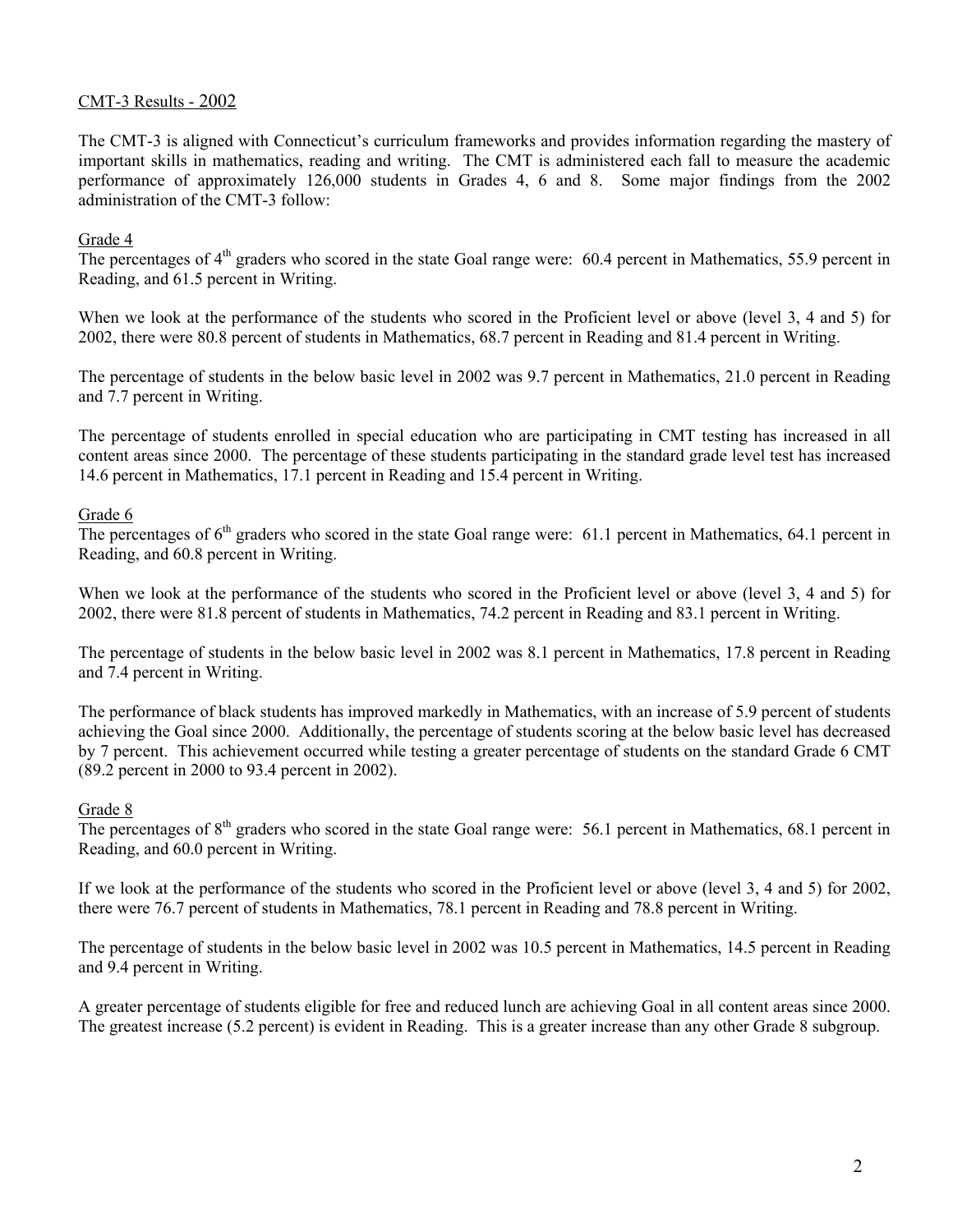## CMT-3 Results - 2002

The CMT-3 is aligned with Connecticut's curriculum frameworks and provides information regarding the mastery of important skills in mathematics, reading and writing. The CMT is administered each fall to measure the academic performance of approximately 126,000 students in Grades 4, 6 and 8. Some major findings from the 2002 administration of the CMT-3 follow:

### Grade 4

The percentages of 4th graders who scored in the state Goal range were: 60.4 percent in Mathematics, 55.9 percent in Reading, and 61.5 percent in Writing.

When we look at the performance of the students who scored in the Proficient level or above (level 3, 4 and 5) for 2002, there were 80.8 percent of students in Mathematics, 68.7 percent in Reading and 81.4 percent in Writing.

The percentage of students in the below basic level in 2002 was 9.7 percent in Mathematics, 21.0 percent in Reading and 7.7 percent in Writing.

The percentage of students enrolled in special education who are participating in CMT testing has increased in all content areas since 2000. The percentage of these students participating in the standard grade level test has increased 14.6 percent in Mathematics, 17.1 percent in Reading and 15.4 percent in Writing.

### Grade 6

The percentages of 6th graders who scored in the state Goal range were: 61.1 percent in Mathematics, 64.1 percent in Reading, and 60.8 percent in Writing.

When we look at the performance of the students who scored in the Proficient level or above (level 3, 4 and 5) for 2002, there were 81.8 percent of students in Mathematics, 74.2 percent in Reading and 83.1 percent in Writing.

The percentage of students in the below basic level in 2002 was 8.1 percent in Mathematics, 17.8 percent in Reading and 7.4 percent in Writing.

The performance of black students has improved markedly in Mathematics, with an increase of 5.9 percent of students achieving the Goal since 2000. Additionally, the percentage of students scoring at the below basic level has decreased by 7 percent. This achievement occurred while testing a greater percentage of students on the standard Grade 6 CMT (89.2 percent in 2000 to 93.4 percent in 2002).

### Grade 8

The percentages of 8th graders who scored in the state Goal range were: 56.1 percent in Mathematics, 68.1 percent in Reading, and 60.0 percent in Writing.

If we look at the performance of the students who scored in the Proficient level or above (level 3, 4 and 5) for 2002, there were 76.7 percent of students in Mathematics, 78.1 percent in Reading and 78.8 percent in Writing.

The percentage of students in the below basic level in 2002 was 10.5 percent in Mathematics, 14.5 percent in Reading and 9.4 percent in Writing.

A greater percentage of students eligible for free and reduced lunch are achieving Goal in all content areas since 2000. The greatest increase (5.2 percent) is evident in Reading. This is a greater increase than any other Grade 8 subgroup.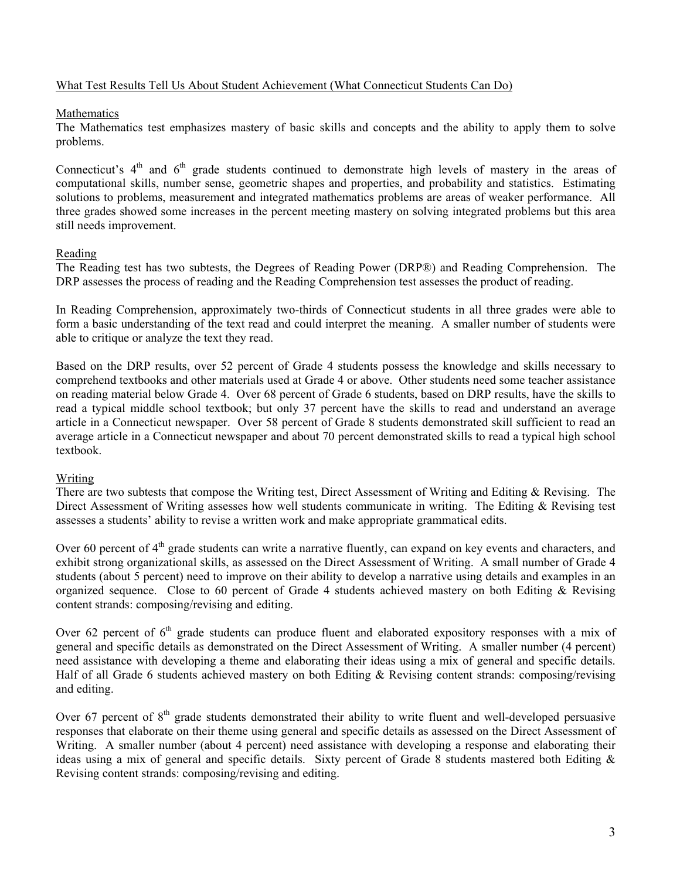## What Test Results Tell Us About Student Achievement (What Connecticut Students Can Do)

### Mathematics

The Mathematics test emphasizes mastery of basic skills and concepts and the ability to apply them to solve problems.

Connecticut's 4th and 6th grade students continued to demonstrate high levels of mastery in the areas of computational skills, number sense, geometric shapes and properties, and probability and statistics. Estimating solutions to problems, measurement and integrated mathematics problems are areas of weaker performance. All three grades showed some increases in the percent meeting mastery on solving integrated problems but this area still needs improvement.

### Reading

The Reading test has two subtests, the Degrees of Reading Power (DRP®) and Reading Comprehension. The DRP assesses the process of reading and the Reading Comprehension test assesses the product of reading.

In Reading Comprehension, approximately two-thirds of Connecticut students in all three grades were able to form a basic understanding of the text read and could interpret the meaning. A smaller number of students were able to critique or analyze the text they read.

Based on the DRP results, over 52 percent of Grade 4 students possess the knowledge and skills necessary to comprehend textbooks and other materials used at Grade 4 or above. Other students need some teacher assistance on reading material below Grade 4. Over 68 percent of Grade 6 students, based on DRP results, have the skills to read a typical middle school textbook; but only 37 percent have the skills to read and understand an average article in a Connecticut newspaper. Over 58 percent of Grade 8 students demonstrated skill sufficient to read an average article in a Connecticut newspaper and about 70 percent demonstrated skills to read a typical high school textbook.

### Writing

There are two subtests that compose the Writing test, Direct Assessment of Writing and Editing & Revising. The Direct Assessment of Writing assesses how well students communicate in writing. The Editing & Revising test assesses a students' ability to revise a written work and make appropriate grammatical edits.

Over 60 percent of 4th grade students can write a narrative fluently, can expand on key events and characters, and exhibit strong organizational skills, as assessed on the Direct Assessment of Writing. A small number of Grade 4 students (about 5 percent) need to improve on their ability to develop a narrative using details and examples in an organized sequence. Close to 60 percent of Grade 4 students achieved mastery on both Editing & Revising content strands: composing/revising and editing.

Over 62 percent of 6th grade students can produce fluent and elaborated expository responses with a mix of general and specific details as demonstrated on the Direct Assessment of Writing. A smaller number (4 percent) need assistance with developing a theme and elaborating their ideas using a mix of general and specific details. Half of all Grade 6 students achieved mastery on both Editing & Revising content strands: composing/revising and editing.

Over 67 percent of 8th grade students demonstrated their ability to write fluent and well-developed persuasive responses that elaborate on their theme using general and specific details as assessed on the Direct Assessment of Writing. A smaller number (about 4 percent) need assistance with developing a response and elaborating their ideas using a mix of general and specific details. Sixty percent of Grade 8 students mastered both Editing & Revising content strands: composing/revising and editing.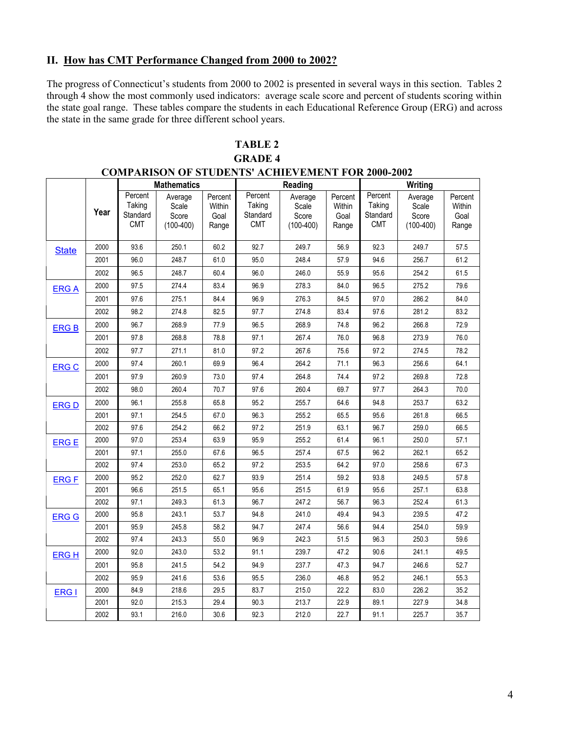## II. How has CMT Performance Changed from 2000 to 2002?

The progress of Connecticut's students from 2000 to 2002 is presented in several ways in this section. Tables 2 through 4 show the most commonly used indicators: average scale score and percent of students scoring within the state goal range. These tables compare the students in each Educational Reference Group (ERG) and across the state in the same grade for three different school years.

**TABLE 2**
**GRADE 4**
**COMPARISON OF STUDENTS' ACHIEVEMENT FOR 2000-2002**

| | | Mathematics | | | Reading | | | Writing | | |
|---|---|---|---|---|---|---|---|---|---|---|
| | Year | Percent Taking Standard CMT | Average Scale Score (100-400) | Percent Within Goal Range | Percent Taking Standard CMT | Average Scale Score (100-400) | Percent Within Goal Range | Percent Taking Standard CMT | Average Scale Score (100-400) | Percent Within Goal Range |
| State | 2000 | 93.6 | 250.1 | 60.2 | 92.7 | 249.7 | 56.9 | 92.3 | 249.7 | 57.5 |
| | 2001 | 96.0 | 248.7 | 61.0 | 95.0 | 248.4 | 57.9 | 94.6 | 256.7 | 61.2 |
| | 2002 | 96.5 | 248.7 | 60.4 | 96.0 | 246.0 | 55.9 | 95.6 | 254.2 | 61.5 |
| ERG A | 2000 | 97.5 | 274.4 | 83.4 | 96.9 | 278.3 | 84.0 | 96.5 | 275.2 | 79.6 |
| | 2001 | 97.6 | 275.1 | 84.4 | 96.9 | 276.3 | 84.5 | 97.0 | 286.2 | 84.0 |
| | 2002 | 98.2 | 274.8 | 82.5 | 97.7 | 274.8 | 83.4 | 97.6 | 281.2 | 83.2 |
| ERG B | 2000 | 96.7 | 268.9 | 77.9 | 96.5 | 268.9 | 74.8 | 96.2 | 266.8 | 72.9 |
| | 2001 | 97.8 | 268.8 | 78.8 | 97.1 | 267.4 | 76.0 | 96.8 | 273.9 | 76.0 |
| | 2002 | 97.7 | 271.1 | 81.0 | 97.2 | 267.6 | 75.6 | 97.2 | 274.5 | 78.2 |
| ERG C | 2000 | 97.4 | 260.1 | 69.9 | 96.4 | 264.2 | 71.1 | 96.3 | 256.6 | 64.1 |
| | 2001 | 97.9 | 260.9 | 73.0 | 97.4 | 264.8 | 74.4 | 97.2 | 269.8 | 72.8 |
| | 2002 | 98.0 | 260.4 | 70.7 | 97.6 | 260.4 | 69.7 | 97.7 | 264.3 | 70.0 |
| ERG D | 2000 | 96.1 | 255.8 | 65.8 | 95.2 | 255.7 | 64.6 | 94.8 | 253.7 | 63.2 |
| | 2001 | 97.1 | 254.5 | 67.0 | 96.3 | 255.2 | 65.5 | 95.6 | 261.8 | 66.5 |
| | 2002 | 97.6 | 254.2 | 66.2 | 97.2 | 251.9 | 63.1 | 96.7 | 259.0 | 66.5 |
| ERG E | 2000 | 97.0 | 253.4 | 63.9 | 95.9 | 255.2 | 61.4 | 96.1 | 250.0 | 57.1 |
| | 2001 | 97.1 | 255.0 | 67.6 | 96.5 | 257.4 | 67.5 | 96.2 | 262.1 | 65.2 |
| | 2002 | 97.4 | 253.0 | 65.2 | 97.2 | 253.5 | 64.2 | 97.0 | 258.6 | 67.3 |
| ERG F | 2000 | 95.2 | 252.0 | 62.7 | 93.9 | 251.4 | 59.2 | 93.8 | 249.5 | 57.8 |
| | 2001 | 96.6 | 251.5 | 65.1 | 95.6 | 251.5 | 61.9 | 95.6 | 257.1 | 63.8 |
| | 2002 | 97.1 | 249.3 | 61.3 | 96.7 | 247.2 | 56.7 | 96.3 | 252.4 | 61.3 |
| ERG G | 2000 | 95.8 | 243.1 | 53.7 | 94.8 | 241.0 | 49.4 | 94.3 | 239.5 | 47.2 |
| | 2001 | 95.9 | 245.8 | 58.2 | 94.7 | 247.4 | 56.6 | 94.4 | 254.0 | 59.9 |
| | 2002 | 97.4 | 243.3 | 55.0 | 96.9 | 242.3 | 51.5 | 96.3 | 250.3 | 59.6 |
| ERG H | 2000 | 92.0 | 243.0 | 53.2 | 91.1 | 239.7 | 47.2 | 90.6 | 241.1 | 49.5 |
| | 2001 | 95.8 | 241.5 | 54.2 | 94.9 | 237.7 | 47.3 | 94.7 | 246.6 | 52.7 |
| | 2002 | 95.9 | 241.6 | 53.6 | 95.5 | 236.0 | 46.8 | 95.2 | 246.1 | 55.3 |
| ERG I | 2000 | 84.9 | 218.6 | 29.5 | 83.7 | 215.0 | 22.2 | 83.0 | 226.2 | 35.2 |
| | 2001 | 92.0 | 215.3 | 29.4 | 90.3 | 213.7 | 22.9 | 89.1 | 227.9 | 34.8 |
| | 2002 | 93.1 | 216.0 | 30.6 | 92.3 | 212.0 | 22.7 | 91.1 | 225.7 | 35.7 |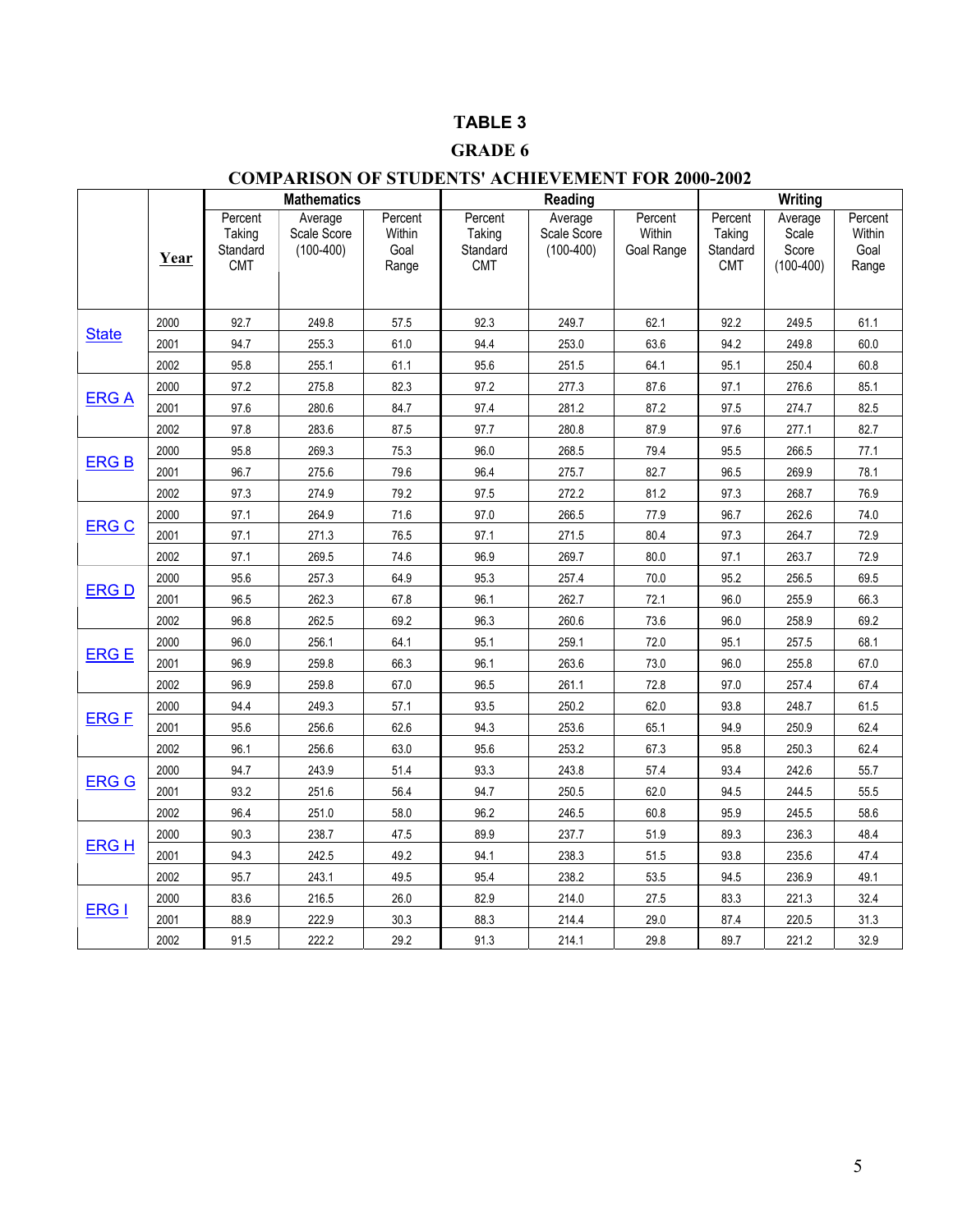# TABLE 3

## GRADE 6

### COMPARISON OF STUDENTS' ACHIEVEMENT FOR 2000-2002

| | Year | Mathematics | | | Reading | | | Writing | | |
|---|---|---|---|---|---|---|---|---|---|---|
| | | Percent Taking Standard CMT | Average Scale Score (100-400) | Percent Within Goal Range | Percent Taking Standard CMT | Average Scale Score (100-400) | Percent Within Goal Range | Percent Taking Standard CMT | Average Scale Score (100-400) | Percent Within Goal Range |
| State | 2000 | 92.7 | 249.8 | 57.5 | 92.3 | 249.7 | 62.1 | 92.2 | 249.5 | 61.1 |
| | 2001 | 94.7 | 255.3 | 61.0 | 94.4 | 253.0 | 63.6 | 94.2 | 249.8 | 60.0 |
| | 2002 | 95.8 | 255.1 | 61.1 | 95.6 | 251.5 | 64.1 | 95.1 | 250.4 | 60.8 |
| ERG A | 2000 | 97.2 | 275.8 | 82.3 | 97.2 | 277.3 | 87.6 | 97.1 | 276.6 | 85.1 |
| | 2001 | 97.6 | 280.6 | 84.7 | 97.4 | 281.2 | 87.2 | 97.5 | 274.7 | 82.5 |
| | 2002 | 97.8 | 283.6 | 87.5 | 97.7 | 280.8 | 87.9 | 97.6 | 277.1 | 82.7 |
| ERG B | 2000 | 95.8 | 269.3 | 75.3 | 96.0 | 268.5 | 79.4 | 95.5 | 266.5 | 77.1 |
| | 2001 | 96.7 | 275.6 | 79.6 | 96.4 | 275.7 | 82.7 | 96.5 | 269.9 | 78.1 |
| | 2002 | 97.3 | 274.9 | 79.2 | 97.5 | 272.2 | 81.2 | 97.3 | 268.7 | 76.9 |
| ERG C | 2000 | 97.1 | 264.9 | 71.6 | 97.0 | 266.5 | 77.9 | 96.7 | 262.6 | 74.0 |
| | 2001 | 97.1 | 271.3 | 76.5 | 97.1 | 271.5 | 80.4 | 97.3 | 264.7 | 72.9 |
| | 2002 | 97.1 | 269.5 | 74.6 | 96.9 | 269.7 | 80.0 | 97.1 | 263.7 | 72.9 |
| ERG D | 2000 | 95.6 | 257.3 | 64.9 | 95.3 | 257.4 | 70.0 | 95.2 | 256.5 | 69.5 |
| | 2001 | 96.5 | 262.3 | 67.8 | 96.1 | 262.7 | 72.1 | 96.0 | 255.9 | 66.3 |
| | 2002 | 96.8 | 262.5 | 69.2 | 96.3 | 260.6 | 73.6 | 96.0 | 258.9 | 69.2 |
| ERG E | 2000 | 96.0 | 256.1 | 64.1 | 95.1 | 259.1 | 72.0 | 95.1 | 257.5 | 68.1 |
| | 2001 | 96.9 | 259.8 | 66.3 | 96.1 | 263.6 | 73.0 | 96.0 | 255.8 | 67.0 |
| | 2002 | 96.9 | 259.8 | 67.0 | 96.5 | 261.1 | 72.8 | 97.0 | 257.4 | 67.4 |
| ERG F | 2000 | 94.4 | 249.3 | 57.1 | 93.5 | 250.2 | 62.0 | 93.8 | 248.7 | 61.5 |
| | 2001 | 95.6 | 256.6 | 62.6 | 94.3 | 253.6 | 65.1 | 94.9 | 250.9 | 62.4 |
| | 2002 | 96.1 | 256.6 | 63.0 | 95.6 | 253.2 | 67.3 | 95.8 | 250.3 | 62.4 |
| ERG G | 2000 | 94.7 | 243.9 | 51.4 | 93.3 | 243.8 | 57.4 | 93.4 | 242.6 | 55.7 |
| | 2001 | 93.2 | 251.6 | 56.4 | 94.7 | 250.5 | 62.0 | 94.5 | 244.5 | 55.5 |
| | 2002 | 96.4 | 251.0 | 58.0 | 96.2 | 246.5 | 60.8 | 95.9 | 245.5 | 58.6 |
| ERG H | 2000 | 90.3 | 238.7 | 47.5 | 89.9 | 237.7 | 51.9 | 89.3 | 236.3 | 48.4 |
| | 2001 | 94.3 | 242.5 | 49.2 | 94.1 | 238.3 | 51.5 | 93.8 | 235.6 | 47.4 |
| | 2002 | 95.7 | 243.1 | 49.5 | 95.4 | 238.2 | 53.5 | 94.5 | 236.9 | 49.1 |
| ERG I | 2000 | 83.6 | 216.5 | 26.0 | 82.9 | 214.0 | 27.5 | 83.3 | 221.3 | 32.4 |
| | 2001 | 88.9 | 222.9 | 30.3 | 88.3 | 214.4 | 29.0 | 87.4 | 220.5 | 31.3 |
| | 2002 | 91.5 | 222.2 | 29.2 | 91.3 | 214.1 | 29.8 | 89.7 | 221.2 | 32.9 |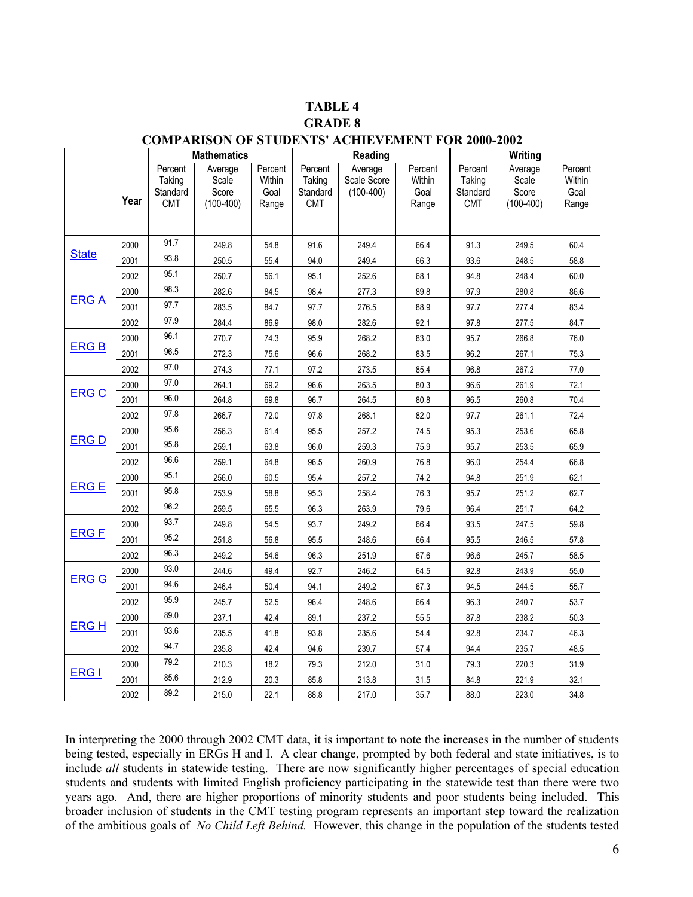**TABLE 4**
**GRADE 8**
**COMPARISON OF STUDENTS' ACHIEVEMENT FOR 2000-2002**

| | Year | Mathematics | | | Reading | | | Writing | | |
|---|---|---|---|---|---|---|---|---|---|---|
| | | Percent Taking Standard CMT | Average Scale Score (100-400) | Percent Within Goal Range | Percent Taking Standard CMT | Average Scale Score (100-400) | Percent Within Goal Range | Percent Taking Standard CMT | Average Scale Score (100-400) | Percent Within Goal Range |
| State | 2000 | 91.7 | 249.8 | 54.8 | 91.6 | 249.4 | 66.4 | 91.3 | 249.5 | 60.4 |
| | 2001 | 93.8 | 250.5 | 55.4 | 94.0 | 249.4 | 66.3 | 93.6 | 248.5 | 58.8 |
| | 2002 | 95.1 | 250.7 | 56.1 | 95.1 | 252.6 | 68.1 | 94.8 | 248.4 | 60.0 |
| ERG A | 2000 | 98.3 | 282.6 | 84.5 | 98.4 | 277.3 | 89.8 | 97.9 | 280.8 | 86.6 |
| | 2001 | 97.7 | 283.5 | 84.7 | 97.7 | 276.5 | 88.9 | 97.7 | 277.4 | 83.4 |
| | 2002 | 97.9 | 284.4 | 86.9 | 98.0 | 282.6 | 92.1 | 97.8 | 277.5 | 84.7 |
| ERG B | 2000 | 96.1 | 270.7 | 74.3 | 95.9 | 268.2 | 83.0 | 95.7 | 266.8 | 76.0 |
| | 2001 | 96.5 | 272.3 | 75.6 | 96.6 | 268.2 | 83.5 | 96.2 | 267.1 | 75.3 |
| | 2002 | 97.0 | 274.3 | 77.1 | 97.2 | 273.5 | 85.4 | 96.8 | 267.2 | 77.0 |
| ERG C | 2000 | 97.0 | 264.1 | 69.2 | 96.6 | 263.5 | 80.3 | 96.6 | 261.9 | 72.1 |
| | 2001 | 96.0 | 264.8 | 69.8 | 96.7 | 264.5 | 80.8 | 96.5 | 260.8 | 70.4 |
| | 2002 | 97.8 | 266.7 | 72.0 | 97.8 | 268.1 | 82.0 | 97.7 | 261.1 | 72.4 |
| ERG D | 2000 | 95.6 | 256.3 | 61.4 | 95.5 | 257.2 | 74.5 | 95.3 | 253.6 | 65.8 |
| | 2001 | 95.8 | 259.1 | 63.8 | 96.0 | 259.3 | 75.9 | 95.7 | 253.5 | 65.9 |
| | 2002 | 96.6 | 259.1 | 64.8 | 96.5 | 260.9 | 76.8 | 96.0 | 254.4 | 66.8 |
| ERG E | 2000 | 95.1 | 256.0 | 60.5 | 95.4 | 257.2 | 74.2 | 94.8 | 251.9 | 62.1 |
| | 2001 | 95.8 | 253.9 | 58.8 | 95.3 | 258.4 | 76.3 | 95.7 | 251.2 | 62.7 |
| | 2002 | 96.2 | 259.5 | 65.5 | 96.3 | 263.9 | 79.6 | 96.4 | 251.7 | 64.2 |
| ERG F | 2000 | 93.7 | 249.8 | 54.5 | 93.7 | 249.2 | 66.4 | 93.5 | 247.5 | 59.8 |
| | 2001 | 95.2 | 251.8 | 56.8 | 95.5 | 248.6 | 66.4 | 95.5 | 246.5 | 57.8 |
| | 2002 | 96.3 | 249.2 | 54.6 | 96.3 | 251.9 | 67.6 | 96.6 | 245.7 | 58.5 |
| ERG G | 2000 | 93.0 | 244.6 | 49.4 | 92.7 | 246.2 | 64.5 | 92.8 | 243.9 | 55.0 |
| | 2001 | 94.6 | 246.4 | 50.4 | 94.1 | 249.2 | 67.3 | 94.5 | 244.5 | 55.7 |
| | 2002 | 95.9 | 245.7 | 52.5 | 96.4 | 248.6 | 66.4 | 96.3 | 240.7 | 53.7 |
| ERG H | 2000 | 89.0 | 237.1 | 42.4 | 89.1 | 237.2 | 55.5 | 87.8 | 238.2 | 50.3 |
| | 2001 | 93.6 | 235.5 | 41.8 | 93.8 | 235.6 | 54.4 | 92.8 | 234.7 | 46.3 |
| | 2002 | 94.7 | 235.8 | 42.4 | 94.6 | 239.7 | 57.4 | 94.4 | 235.7 | 48.5 |
| ERG I | 2000 | 79.2 | 210.3 | 18.2 | 79.3 | 212.0 | 31.0 | 79.3 | 220.3 | 31.9 |
| | 2001 | 85.6 | 212.9 | 20.3 | 85.8 | 213.8 | 31.5 | 84.8 | 221.9 | 32.1 |
| | 2002 | 89.2 | 215.0 | 22.1 | 88.8 | 217.0 | 35.7 | 88.0 | 223.0 | 34.8 |

In interpreting the 2000 through 2002 CMT data, it is important to note the increases in the number of students being tested, especially in ERGs H and I. A clear change, prompted by both federal and state initiatives, is to include *all* students in statewide testing. There are now significantly higher percentages of special education students and students with limited English proficiency participating in the statewide test than there were two years ago. And, there are higher proportions of minority students and poor students being included. This broader inclusion of students in the CMT testing program represents an important step toward the realization of the ambitious goals of *No Child Left Behind.* However, this change in the population of the students tested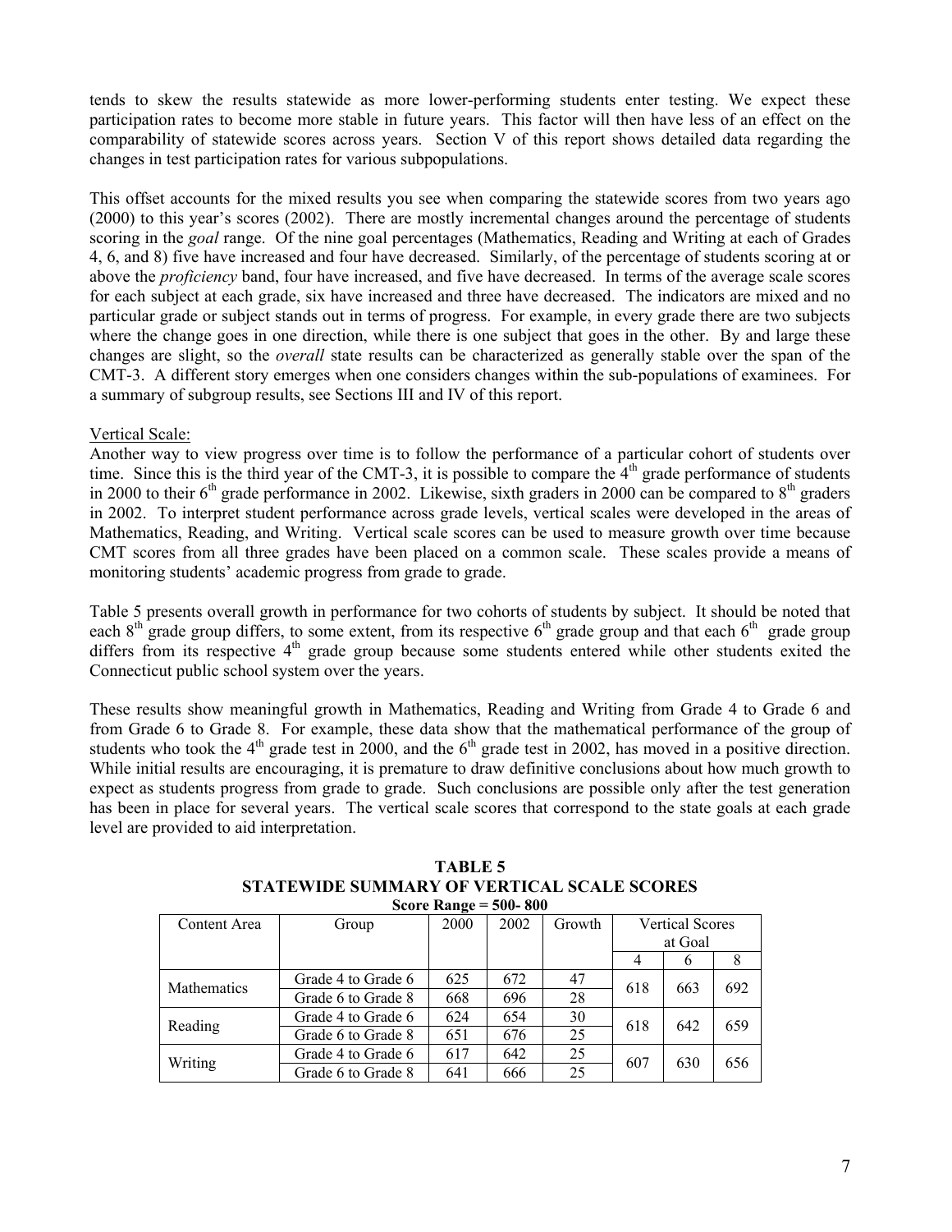tends to skew the results statewide as more lower-performing students enter testing. We expect these participation rates to become more stable in future years. This factor will then have less of an effect on the comparability of statewide scores across years. Section V of this report shows detailed data regarding the changes in test participation rates for various subpopulations.

This offset accounts for the mixed results you see when comparing the statewide scores from two years ago (2000) to this year's scores (2002). There are mostly incremental changes around the percentage of students scoring in the *goal* range. Of the nine goal percentages (Mathematics, Reading and Writing at each of Grades 4, 6, and 8) five have increased and four have decreased. Similarly, of the percentage of students scoring at or above the *proficiency* band, four have increased, and five have decreased. In terms of the average scale scores for each subject at each grade, six have increased and three have decreased. The indicators are mixed and no particular grade or subject stands out in terms of progress. For example, in every grade there are two subjects where the change goes in one direction, while there is one subject that goes in the other. By and large these changes are slight, so the *overall* state results can be characterized as generally stable over the span of the CMT-3. A different story emerges when one considers changes within the sub-populations of examinees. For a summary of subgroup results, see Sections III and IV of this report.

Vertical Scale:

Another way to view progress over time is to follow the performance of a particular cohort of students over time. Since this is the third year of the CMT-3, it is possible to compare the 4th grade performance of students in 2000 to their 6th grade performance in 2002. Likewise, sixth graders in 2000 can be compared to 8th graders in 2002. To interpret student performance across grade levels, vertical scales were developed in the areas of Mathematics, Reading, and Writing. Vertical scale scores can be used to measure growth over time because CMT scores from all three grades have been placed on a common scale. These scales provide a means of monitoring students' academic progress from grade to grade.

Table 5 presents overall growth in performance for two cohorts of students by subject. It should be noted that each 8th grade group differs, to some extent, from its respective 6th grade group and that each 6th grade group differs from its respective 4th grade group because some students entered while other students exited the Connecticut public school system over the years.

These results show meaningful growth in Mathematics, Reading and Writing from Grade 4 to Grade 6 and from Grade 6 to Grade 8. For example, these data show that the mathematical performance of the group of students who took the 4th grade test in 2000, and the 6th grade test in 2002, has moved in a positive direction. While initial results are encouraging, it is premature to draw definitive conclusions about how much growth to expect as students progress from grade to grade. Such conclusions are possible only after the test generation has been in place for several years. The vertical scale scores that correspond to the state goals at each grade level are provided to aid interpretation.

**TABLE 5**
**STATEWIDE SUMMARY OF VERTICAL SCALE SCORES**
**Score Range = 500- 800**

| Content Area | Group | 2000 | 2002 | Growth | Vertical Scores at Goal | | |
|---|---|---|---|---|---|---|---|
| | | | | | 4 | 6 | 8 |
| Mathematics | Grade 4 to Grade 6 | 625 | 672 | 47 | 618 | 663 | 692 |
| | Grade 6 to Grade 8 | 668 | 696 | 28 | | | |
| Reading | Grade 4 to Grade 6 | 624 | 654 | 30 | 618 | 642 | 659 |
| | Grade 6 to Grade 8 | 651 | 676 | 25 | | | |
| Writing | Grade 4 to Grade 6 | 617 | 642 | 25 | 607 | 630 | 656 |
| | Grade 6 to Grade 8 | 641 | 666 | 25 | | | |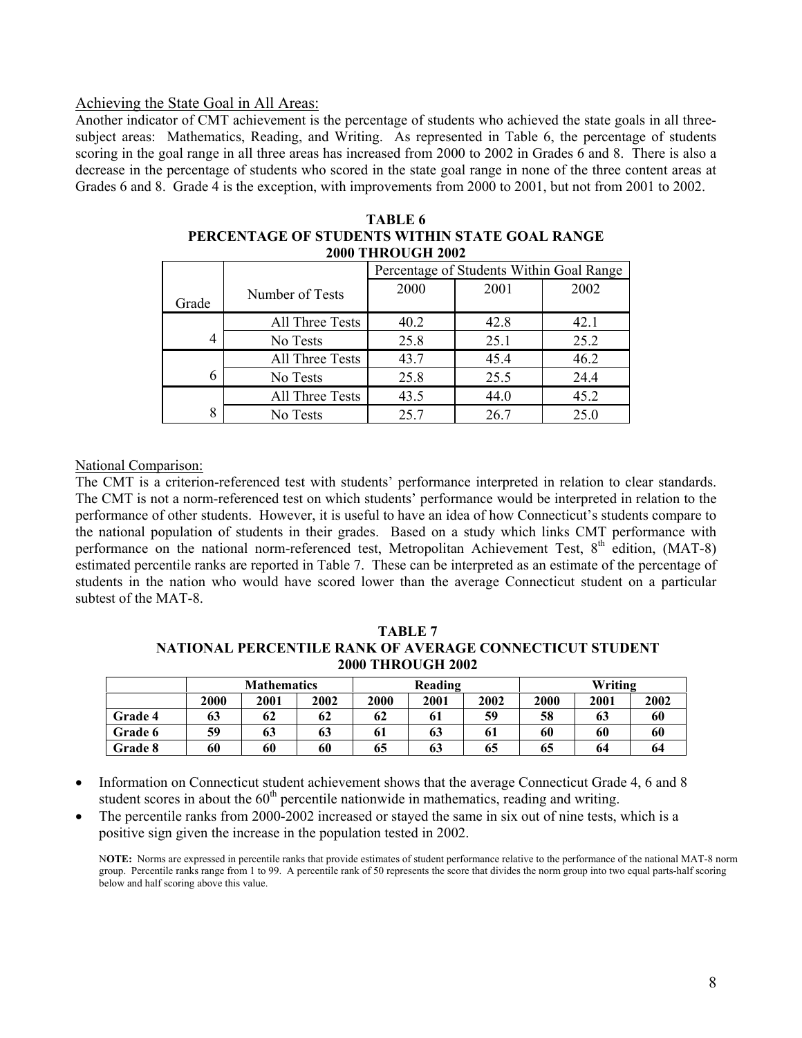Achieving the State Goal in All Areas:

Another indicator of CMT achievement is the percentage of students who achieved the state goals in all three-subject areas: Mathematics, Reading, and Writing. As represented in Table 6, the percentage of students scoring in the goal range in all three areas has increased from 2000 to 2002 in Grades 6 and 8. There is also a decrease in the percentage of students who scored in the state goal range in none of the three content areas at Grades 6 and 8. Grade 4 is the exception, with improvements from 2000 to 2001, but not from 2001 to 2002.

**TABLE 6**
**PERCENTAGE OF STUDENTS WITHIN STATE GOAL RANGE**
**2000 THROUGH 2002**

| Grade | Number of Tests | Percentage of Students Within Goal Range | | |
|---|---|---|---|---|
| | | 2000 | 2001 | 2002 |
| 4 | All Three Tests | 40.2 | 42.8 | 42.1 |
| | No Tests | 25.8 | 25.1 | 25.2 |
| 6 | All Three Tests | 43.7 | 45.4 | 46.2 |
| | No Tests | 25.8 | 25.5 | 24.4 |
| 8 | All Three Tests | 43.5 | 44.0 | 45.2 |
| | No Tests | 25.7 | 26.7 | 25.0 |

National Comparison:

The CMT is a criterion-referenced test with students' performance interpreted in relation to clear standards. The CMT is not a norm-referenced test on which students' performance would be interpreted in relation to the performance of other students. However, it is useful to have an idea of how Connecticut's students compare to the national population of students in their grades. Based on a study which links CMT performance with performance on the national norm-referenced test, Metropolitan Achievement Test, 8th edition, (MAT-8) estimated percentile ranks are reported in Table 7. These can be interpreted as an estimate of the percentage of students in the nation who would have scored lower than the average Connecticut student on a particular subtest of the MAT-8.

**TABLE 7**
**NATIONAL PERCENTILE RANK OF AVERAGE CONNECTICUT STUDENT**
**2000 THROUGH 2002**

| | Mathematics | | | Reading | | | Writing | | |
|---|---|---|---|---|---|---|---|---|---|
| | 2000 | 2001 | 2002 | 2000 | 2001 | 2002 | 2000 | 2001 | 2002 |
| Grade 4 | 63 | 62 | 62 | 62 | 61 | 59 | 58 | 63 | 60 |
| Grade 6 | 59 | 63 | 63 | 61 | 63 | 61 | 60 | 60 | 60 |
| Grade 8 | 60 | 60 | 60 | 65 | 63 | 65 | 65 | 64 | 64 |

- Information on Connecticut student achievement shows that the average Connecticut Grade 4, 6 and 8 student scores in about the 60th percentile nationwide in mathematics, reading and writing.
- The percentile ranks from 2000-2002 increased or stayed the same in six out of nine tests, which is a positive sign given the increase in the population tested in 2002.

**NOTE:** Norms are expressed in percentile ranks that provide estimates of student performance relative to the performance of the national MAT-8 norm group. Percentile ranks range from 1 to 99. A percentile rank of 50 represents the score that divides the norm group into two equal parts-half scoring below and half scoring above this value.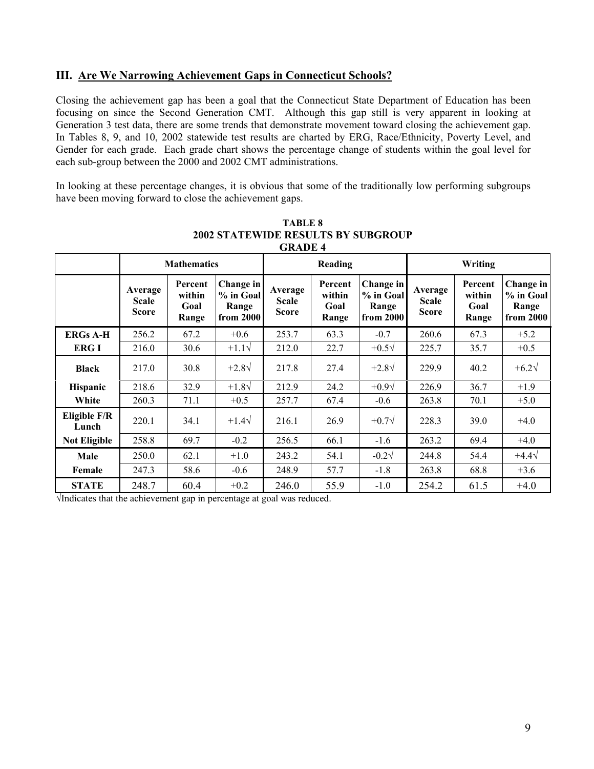## III. Are We Narrowing Achievement Gaps in Connecticut Schools?

Closing the achievement gap has been a goal that the Connecticut State Department of Education has been focusing on since the Second Generation CMT. Although this gap still is very apparent in looking at Generation 3 test data, there are some trends that demonstrate movement toward closing the achievement gap. In Tables 8, 9, and 10, 2002 statewide test results are charted by ERG, Race/Ethnicity, Poverty Level, and Gender for each grade. Each grade chart shows the percentage change of students within the goal level for each sub-group between the 2000 and 2002 CMT administrations.

In looking at these percentage changes, it is obvious that some of the traditionally low performing subgroups have been moving forward to close the achievement gaps.

**TABLE 8**
**2002 STATEWIDE RESULTS BY SUBGROUP**
**GRADE 4**

| | Mathematics | | | Reading | | | Writing | | |
|---|---|---|---|---|---|---|---|---|---|
| | Average Scale Score | Percent within Goal Range | Change in % in Goal Range from 2000 | Average Scale Score | Percent within Goal Range | Change in % in Goal Range from 2000 | Average Scale Score | Percent within Goal Range | Change in % in Goal Range from 2000 |
| **ERGs A-H** | 256.2 | 67.2 | +0.6 | 253.7 | 63.3 | -0.7 | 260.6 | 67.3 | +5.2 |
| **ERG I** | 216.0 | 30.6 | +1.1√ | 212.0 | 22.7 | +0.5√ | 225.7 | 35.7 | +0.5 |
| **Black** | 217.0 | 30.8 | +2.8√ | 217.8 | 27.4 | +2.8√ | 229.9 | 40.2 | +6.2√ |
| **Hispanic** | 218.6 | 32.9 | +1.8√ | 212.9 | 24.2 | +0.9√ | 226.9 | 36.7 | +1.9 |
| **White** | 260.3 | 71.1 | +0.5 | 257.7 | 67.4 | -0.6 | 263.8 | 70.1 | +5.0 |
| **Eligible F/R Lunch** | 220.1 | 34.1 | +1.4√ | 216.1 | 26.9 | +0.7√ | 228.3 | 39.0 | +4.0 |
| **Not Eligible** | 258.8 | 69.7 | -0.2 | 256.5 | 66.1 | -1.6 | 263.2 | 69.4 | +4.0 |
| **Male** | 250.0 | 62.1 | +1.0 | 243.2 | 54.1 | -0.2√ | 244.8 | 54.4 | +4.4√ |
| **Female** | 247.3 | 58.6 | -0.6 | 248.9 | 57.7 | -1.8 | 263.8 | 68.8 | +3.6 |
| **STATE** | 248.7 | 60.4 | +0.2 | 246.0 | 55.9 | -1.0 | 254.2 | 61.5 | +4.0 |

√Indicates that the achievement gap in percentage at goal was reduced.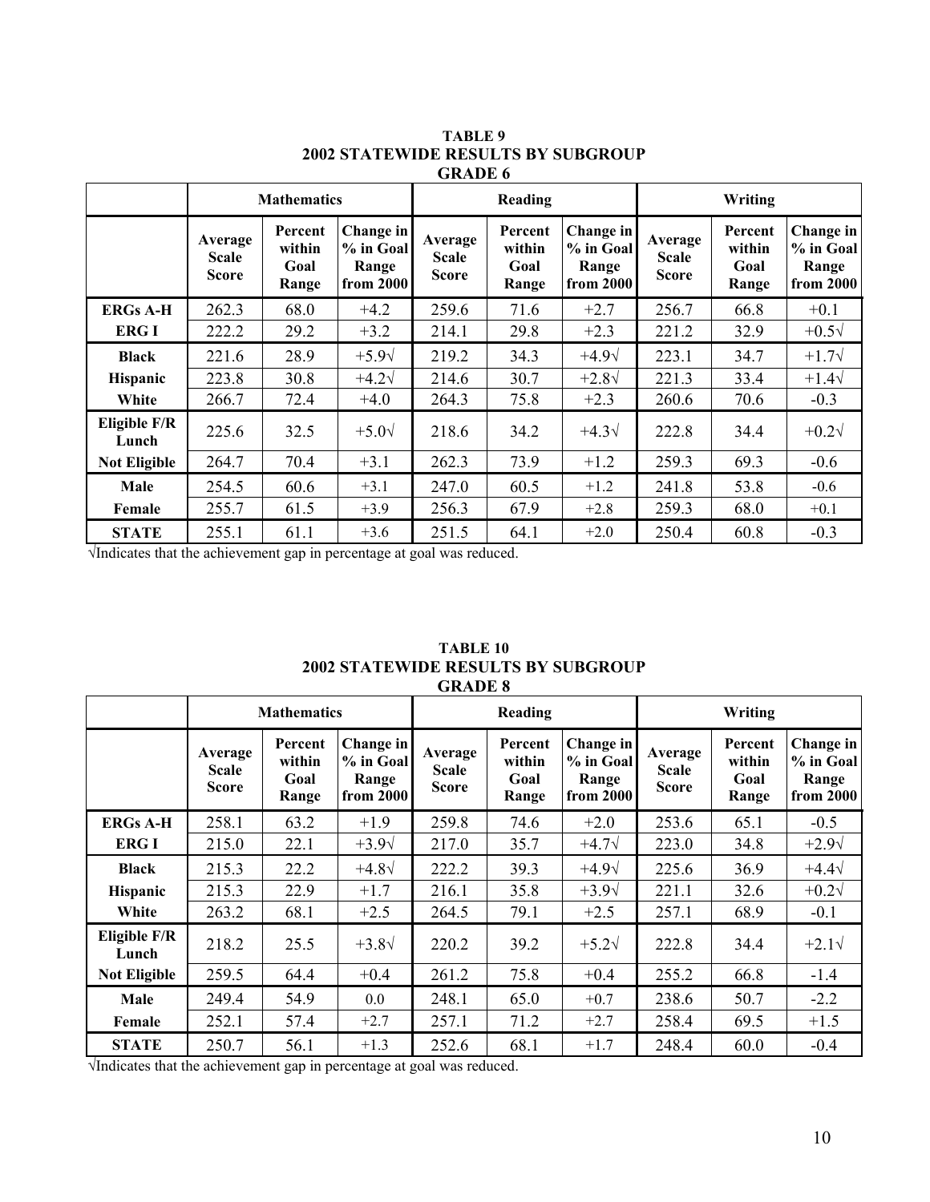**TABLE 9**
**2002 STATEWIDE RESULTS BY SUBGROUP**
**GRADE 6**

| | Mathematics | | | Reading | | | Writing | | |
|---|---|---|---|---|---|---|---|---|---|
| | Average Scale Score | Percent within Goal Range | Change in % in Goal Range from 2000 | Average Scale Score | Percent within Goal Range | Change in % in Goal Range from 2000 | Average Scale Score | Percent within Goal Range | Change in % in Goal Range from 2000 |
| **ERGs A-H** | 262.3 | 68.0 | +4.2 | 259.6 | 71.6 | +2.7 | 256.7 | 66.8 | +0.1 |
| **ERG I** | 222.2 | 29.2 | +3.2 | 214.1 | 29.8 | +2.3 | 221.2 | 32.9 | +0.5√ |
| **Black** | 221.6 | 28.9 | +5.9√ | 219.2 | 34.3 | +4.9√ | 223.1 | 34.7 | +1.7√ |
| **Hispanic** | 223.8 | 30.8 | +4.2√ | 214.6 | 30.7 | +2.8√ | 221.3 | 33.4 | +1.4√ |
| **White** | 266.7 | 72.4 | +4.0 | 264.3 | 75.8 | +2.3 | 260.6 | 70.6 | -0.3 |
| **Eligible F/R Lunch** | 225.6 | 32.5 | +5.0√ | 218.6 | 34.2 | +4.3√ | 222.8 | 34.4 | +0.2√ |
| **Not Eligible** | 264.7 | 70.4 | +3.1 | 262.3 | 73.9 | +1.2 | 259.3 | 69.3 | -0.6 |
| **Male** | 254.5 | 60.6 | +3.1 | 247.0 | 60.5 | +1.2 | 241.8 | 53.8 | -0.6 |
| **Female** | 255.7 | 61.5 | +3.9 | 256.3 | 67.9 | +2.8 | 259.3 | 68.0 | +0.1 |
| **STATE** | 255.1 | 61.1 | +3.6 | 251.5 | 64.1 | +2.0 | 250.4 | 60.8 | -0.3 |

√Indicates that the achievement gap in percentage at goal was reduced.

**TABLE 10**
**2002 STATEWIDE RESULTS BY SUBGROUP**
**GRADE 8**

| | Mathematics | | | Reading | | | Writing | | |
|---|---|---|---|---|---|---|---|---|---|
| | Average Scale Score | Percent within Goal Range | Change in % in Goal Range from 2000 | Average Scale Score | Percent within Goal Range | Change in % in Goal Range from 2000 | Average Scale Score | Percent within Goal Range | Change in % in Goal Range from 2000 |
| **ERGs A-H** | 258.1 | 63.2 | +1.9 | 259.8 | 74.6 | +2.0 | 253.6 | 65.1 | -0.5 |
| **ERG I** | 215.0 | 22.1 | +3.9√ | 217.0 | 35.7 | +4.7√ | 223.0 | 34.8 | +2.9√ |
| **Black** | 215.3 | 22.2 | +4.8√ | 222.2 | 39.3 | +4.9√ | 225.6 | 36.9 | +4.4√ |
| **Hispanic** | 215.3 | 22.9 | +1.7 | 216.1 | 35.8 | +3.9√ | 221.1 | 32.6 | +0.2√ |
| **White** | 263.2 | 68.1 | +2.5 | 264.5 | 79.1 | +2.5 | 257.1 | 68.9 | -0.1 |
| **Eligible F/R Lunch** | 218.2 | 25.5 | +3.8√ | 220.2 | 39.2 | +5.2√ | 222.8 | 34.4 | +2.1√ |
| **Not Eligible** | 259.5 | 64.4 | +0.4 | 261.2 | 75.8 | +0.4 | 255.2 | 66.8 | -1.4 |
| **Male** | 249.4 | 54.9 | 0.0 | 248.1 | 65.0 | +0.7 | 238.6 | 50.7 | -2.2 |
| **Female** | 252.1 | 57.4 | +2.7 | 257.1 | 71.2 | +2.7 | 258.4 | 69.5 | +1.5 |
| **STATE** | 250.7 | 56.1 | +1.3 | 252.6 | 68.1 | +1.7 | 248.4 | 60.0 | -0.4 |

√Indicates that the achievement gap in percentage at goal was reduced.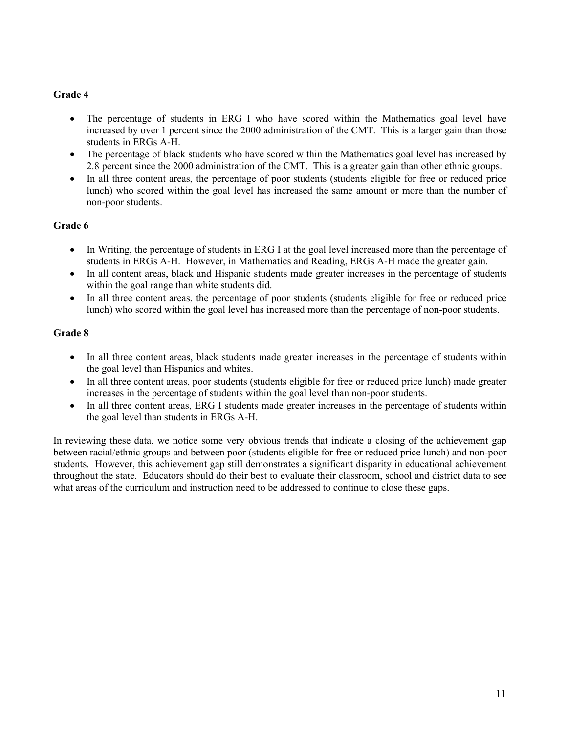**Grade 4**

- The percentage of students in ERG I who have scored within the Mathematics goal level have increased by over 1 percent since the 2000 administration of the CMT. This is a larger gain than those students in ERGs A-H.
- The percentage of black students who have scored within the Mathematics goal level has increased by 2.8 percent since the 2000 administration of the CMT. This is a greater gain than other ethnic groups.
- In all three content areas, the percentage of poor students (students eligible for free or reduced price lunch) who scored within the goal level has increased the same amount or more than the number of non-poor students.

**Grade 6**

- In Writing, the percentage of students in ERG I at the goal level increased more than the percentage of students in ERGs A-H. However, in Mathematics and Reading, ERGs A-H made the greater gain.
- In all content areas, black and Hispanic students made greater increases in the percentage of students within the goal range than white students did.
- In all three content areas, the percentage of poor students (students eligible for free or reduced price lunch) who scored within the goal level has increased more than the percentage of non-poor students.

**Grade 8**

- In all three content areas, black students made greater increases in the percentage of students within the goal level than Hispanics and whites.
- In all three content areas, poor students (students eligible for free or reduced price lunch) made greater increases in the percentage of students within the goal level than non-poor students.
- In all three content areas, ERG I students made greater increases in the percentage of students within the goal level than students in ERGs A-H.

In reviewing these data, we notice some very obvious trends that indicate a closing of the achievement gap between racial/ethnic groups and between poor (students eligible for free or reduced price lunch) and non-poor students. However, this achievement gap still demonstrates a significant disparity in educational achievement throughout the state. Educators should do their best to evaluate their classroom, school and district data to see what areas of the curriculum and instruction need to be addressed to continue to close these gaps.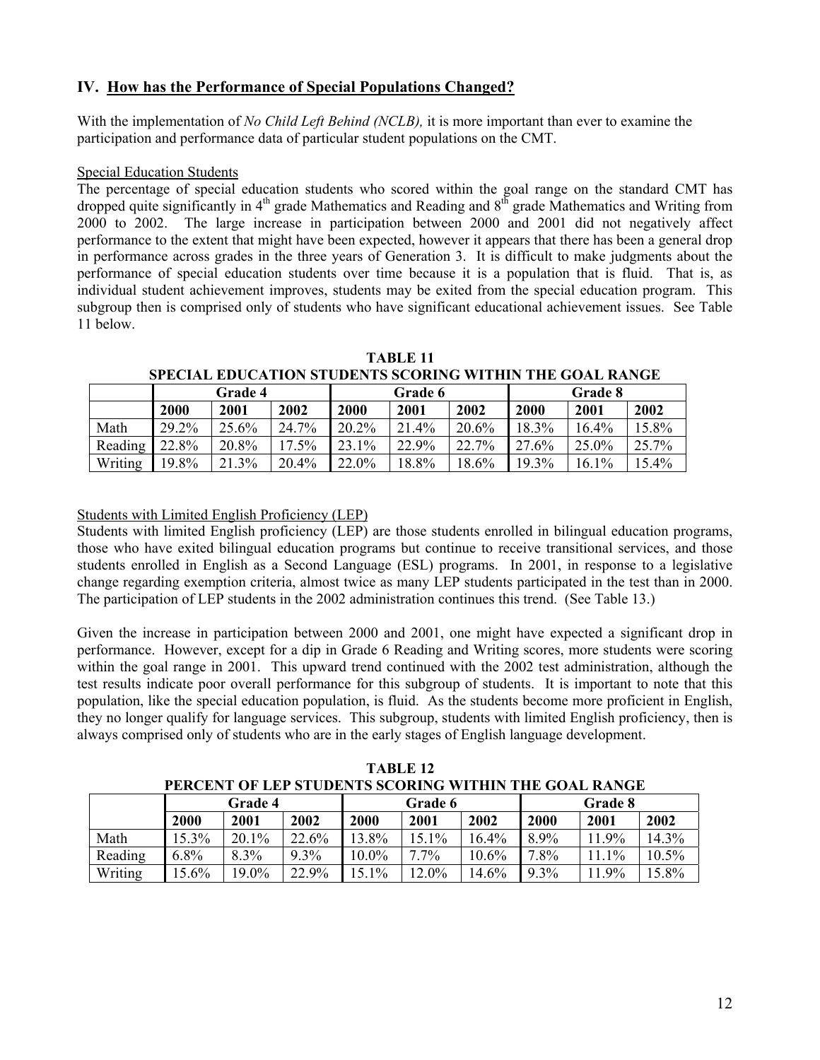## IV. How has the Performance of Special Populations Changed?

With the implementation of *No Child Left Behind (NCLB),* it is more important than ever to examine the participation and performance data of particular student populations on the CMT.

Special Education Students

The percentage of special education students who scored within the goal range on the standard CMT has dropped quite significantly in 4th grade Mathematics and Reading and 8th grade Mathematics and Writing from 2000 to 2002. The large increase in participation between 2000 and 2001 did not negatively affect performance to the extent that might have been expected, however it appears that there has been a general drop in performance across grades in the three years of Generation 3. It is difficult to make judgments about the performance of special education students over time because it is a population that is fluid. That is, as individual student achievement improves, students may be exited from the special education program. This subgroup then is comprised only of students who have significant educational achievement issues. See Table 11 below.

**TABLE 11**
**SPECIAL EDUCATION STUDENTS SCORING WITHIN THE GOAL RANGE**

| | Grade 4 | | | Grade 6 | | | Grade 8 | | |
|---|---|---|---|---|---|---|---|---|---|
| | **2000** | **2001** | **2002** | **2000** | **2001** | **2002** | **2000** | **2001** | **2002** |
| Math | 29.2% | 25.6% | 24.7% | 20.2% | 21.4% | 20.6% | 18.3% | 16.4% | 15.8% |
| Reading | 22.8% | 20.8% | 17.5% | 23.1% | 22.9% | 22.7% | 27.6% | 25.0% | 25.7% |
| Writing | 19.8% | 21.3% | 20.4% | 22.0% | 18.8% | 18.6% | 19.3% | 16.1% | 15.4% |

Students with Limited English Proficiency (LEP)

Students with limited English proficiency (LEP) are those students enrolled in bilingual education programs, those who have exited bilingual education programs but continue to receive transitional services, and those students enrolled in English as a Second Language (ESL) programs. In 2001, in response to a legislative change regarding exemption criteria, almost twice as many LEP students participated in the test than in 2000. The participation of LEP students in the 2002 administration continues this trend. (See Table 13.)

Given the increase in participation between 2000 and 2001, one might have expected a significant drop in performance. However, except for a dip in Grade 6 Reading and Writing scores, more students were scoring within the goal range in 2001. This upward trend continued with the 2002 test administration, although the test results indicate poor overall performance for this subgroup of students. It is important to note that this population, like the special education population, is fluid. As the students become more proficient in English, they no longer qualify for language services. This subgroup, students with limited English proficiency, then is always comprised only of students who are in the early stages of English language development.

**TABLE 12**
**PERCENT OF LEP STUDENTS SCORING WITHIN THE GOAL RANGE**

| | Grade 4 | | | Grade 6 | | | Grade 8 | | |
|---|---|---|---|---|---|---|---|---|---|
| | **2000** | **2001** | **2002** | **2000** | **2001** | **2002** | **2000** | **2001** | **2002** |
| Math | 15.3% | 20.1% | 22.6% | 13.8% | 15.1% | 16.4% | 8.9% | 11.9% | 14.3% |
| Reading | 6.8% | 8.3% | 9.3% | 10.0% | 7.7% | 10.6% | 7.8% | 11.1% | 10.5% |
| Writing | 15.6% | 19.0% | 22.9% | 15.1% | 12.0% | 14.6% | 9.3% | 11.9% | 15.8% |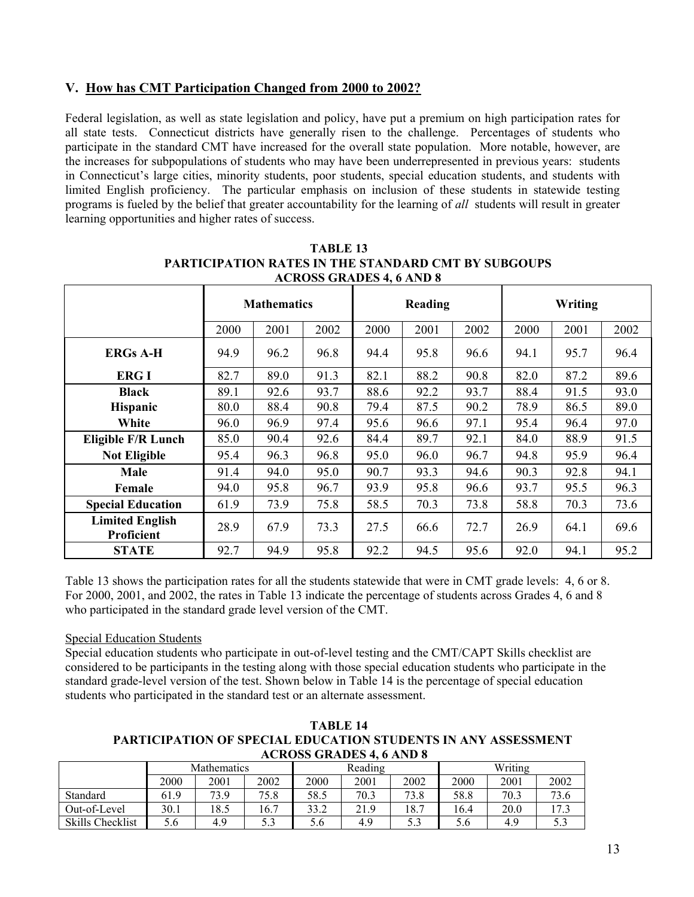## V. How has CMT Participation Changed from 2000 to 2002?

Federal legislation, as well as state legislation and policy, have put a premium on high participation rates for all state tests. Connecticut districts have generally risen to the challenge. Percentages of students who participate in the standard CMT have increased for the overall state population. More notable, however, are the increases for subpopulations of students who may have been underrepresented in previous years: students in Connecticut's large cities, minority students, poor students, special education students, and students with limited English proficiency. The particular emphasis on inclusion of these students in statewide testing programs is fueled by the belief that greater accountability for the learning of *all* students will result in greater learning opportunities and higher rates of success.

**TABLE 13**
**PARTICIPATION RATES IN THE STANDARD CMT BY SUBGOUPS ACROSS GRADES 4, 6 AND 8**

| | Mathematics | | | Reading | | | Writing | | |
|---|---|---|---|---|---|---|---|---|---|
| | 2000 | 2001 | 2002 | 2000 | 2001 | 2002 | 2000 | 2001 | 2002 |
| **ERGs A-H** | 94.9 | 96.2 | 96.8 | 94.4 | 95.8 | 96.6 | 94.1 | 95.7 | 96.4 |
| **ERG I** | 82.7 | 89.0 | 91.3 | 82.1 | 88.2 | 90.8 | 82.0 | 87.2 | 89.6 |
| **Black** | 89.1 | 92.6 | 93.7 | 88.6 | 92.2 | 93.7 | 88.4 | 91.5 | 93.0 |
| **Hispanic** | 80.0 | 88.4 | 90.8 | 79.4 | 87.5 | 90.2 | 78.9 | 86.5 | 89.0 |
| **White** | 96.0 | 96.9 | 97.4 | 95.6 | 96.6 | 97.1 | 95.4 | 96.4 | 97.0 |
| **Eligible F/R Lunch** | 85.0 | 90.4 | 92.6 | 84.4 | 89.7 | 92.1 | 84.0 | 88.9 | 91.5 |
| **Not Eligible** | 95.4 | 96.3 | 96.8 | 95.0 | 96.0 | 96.7 | 94.8 | 95.9 | 96.4 |
| **Male** | 91.4 | 94.0 | 95.0 | 90.7 | 93.3 | 94.6 | 90.3 | 92.8 | 94.1 |
| **Female** | 94.0 | 95.8 | 96.7 | 93.9 | 95.8 | 96.6 | 93.7 | 95.5 | 96.3 |
| **Special Education** | 61.9 | 73.9 | 75.8 | 58.5 | 70.3 | 73.8 | 58.8 | 70.3 | 73.6 |
| **Limited English Proficient** | 28.9 | 67.9 | 73.3 | 27.5 | 66.6 | 72.7 | 26.9 | 64.1 | 69.6 |
| **STATE** | 92.7 | 94.9 | 95.8 | 92.2 | 94.5 | 95.6 | 92.0 | 94.1 | 95.2 |

Table 13 shows the participation rates for all the students statewide that were in CMT grade levels: 4, 6 or 8. For 2000, 2001, and 2002, the rates in Table 13 indicate the percentage of students across Grades 4, 6 and 8 who participated in the standard grade level version of the CMT.

Special Education Students

Special education students who participate in out-of-level testing and the CMT/CAPT Skills checklist are considered to be participants in the testing along with those special education students who participate in the standard grade-level version of the test. Shown below in Table 14 is the percentage of special education students who participated in the standard test or an alternate assessment.

**TABLE 14**
**PARTICIPATION OF SPECIAL EDUCATION STUDENTS IN ANY ASSESSMENT ACROSS GRADES 4, 6 AND 8**

| | Mathematics | | | Reading | | | Writing | | |
|---|---|---|---|---|---|---|---|---|---|
| | 2000 | 2001 | 2002 | 2000 | 2001 | 2002 | 2000 | 2001 | 2002 |
| Standard | 61.9 | 73.9 | 75.8 | 58.5 | 70.3 | 73.8 | 58.8 | 70.3 | 73.6 |
| Out-of-Level | 30.1 | 18.5 | 16.7 | 33.2 | 21.9 | 18.7 | 16.4 | 20.0 | 17.3 |
| Skills Checklist | 5.6 | 4.9 | 5.3 | 5.6 | 4.9 | 5.3 | 5.6 | 4.9 | 5.3 |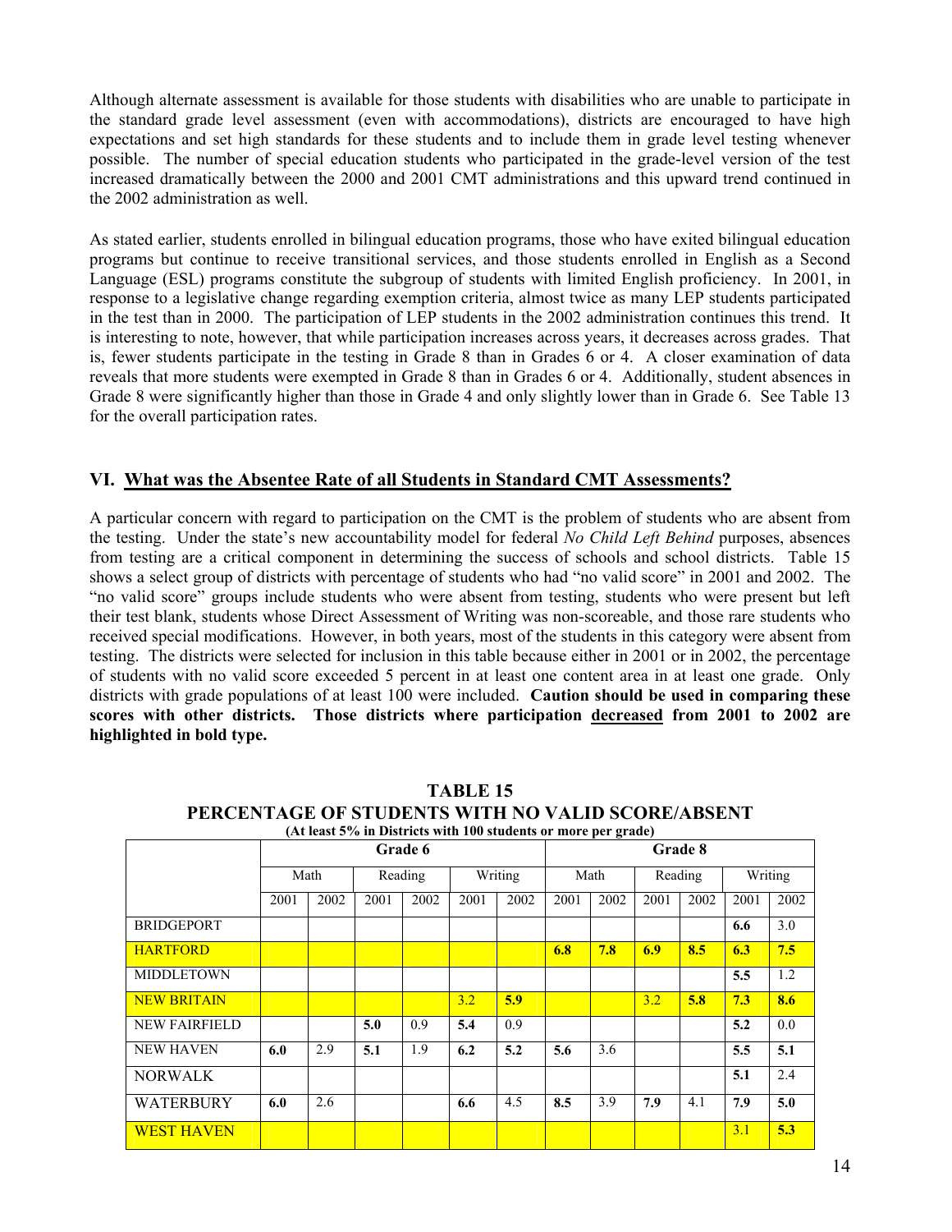Although alternate assessment is available for those students with disabilities who are unable to participate in the standard grade level assessment (even with accommodations), districts are encouraged to have high expectations and set high standards for these students and to include them in grade level testing whenever possible. The number of special education students who participated in the grade-level version of the test increased dramatically between the 2000 and 2001 CMT administrations and this upward trend continued in the 2002 administration as well.

As stated earlier, students enrolled in bilingual education programs, those who have exited bilingual education programs but continue to receive transitional services, and those students enrolled in English as a Second Language (ESL) programs constitute the subgroup of students with limited English proficiency. In 2001, in response to a legislative change regarding exemption criteria, almost twice as many LEP students participated in the test than in 2000. The participation of LEP students in the 2002 administration continues this trend. It is interesting to note, however, that while participation increases across years, it decreases across grades. That is, fewer students participate in the testing in Grade 8 than in Grades 6 or 4. A closer examination of data reveals that more students were exempted in Grade 8 than in Grades 6 or 4. Additionally, student absences in Grade 8 were significantly higher than those in Grade 4 and only slightly lower than in Grade 6. See Table 13 for the overall participation rates.

## VI. What was the Absentee Rate of all Students in Standard CMT Assessments?

A particular concern with regard to participation on the CMT is the problem of students who are absent from the testing. Under the state's new accountability model for federal *No Child Left Behind* purposes, absences from testing are a critical component in determining the success of schools and school districts. Table 15 shows a select group of districts with percentage of students who had "no valid score" in 2001 and 2002. The "no valid score" groups include students who were absent from testing, students who were present but left their test blank, students whose Direct Assessment of Writing was non-scoreable, and those rare students who received special modifications. However, in both years, most of the students in this category were absent from testing. The districts were selected for inclusion in this table because either in 2001 or in 2002, the percentage of students with no valid score exceeded 5 percent in at least one content area in at least one grade. Only districts with grade populations of at least 100 were included. **Caution should be used in comparing these scores with other districts. Those districts where participation decreased from 2001 to 2002 are highlighted in bold type.**

**TABLE 15**
**PERCENTAGE OF STUDENTS WITH NO VALID SCORE/ABSENT**
**(At least 5% in Districts with 100 students or more per grade)**

| | Grade 6 | | | | | | Grade 8 | | | | | |
|---|---|---|---|---|---|---|---|---|---|---|---|---|
| | Math | | Reading | | Writing | | Math | | Reading | | Writing | |
| | 2001 | 2002 | 2001 | 2002 | 2001 | 2002 | 2001 | 2002 | 2001 | 2002 | 2001 | 2002 |
| BRIDGEPORT | | | | | | | | | | | **6.6** | 3.0 |
| HARTFORD | | | | | | | **6.8** | **7.8** | **6.9** | **8.5** | **6.3** | **7.5** |
| MIDDLETOWN | | | | | | | | | | | **5.5** | 1.2 |
| NEW BRITAIN | | | | | 3.2 | **5.9** | | | 3.2 | **5.8** | **7.3** | **8.6** |
| NEW FAIRFIELD | | | **5.0** | 0.9 | **5.4** | 0.9 | | | | | **5.2** | 0.0 |
| NEW HAVEN | **6.0** | 2.9 | **5.1** | 1.9 | **6.2** | **5.2** | **5.6** | 3.6 | | | **5.5** | **5.1** |
| NORWALK | | | | | | | | | | | **5.1** | 2.4 |
| WATERBURY | **6.0** | 2.6 | | | **6.6** | 4.5 | **8.5** | 3.9 | **7.9** | 4.1 | **7.9** | **5.0** |
| WEST HAVEN | | | | | | | | | | | 3.1 | **5.3** |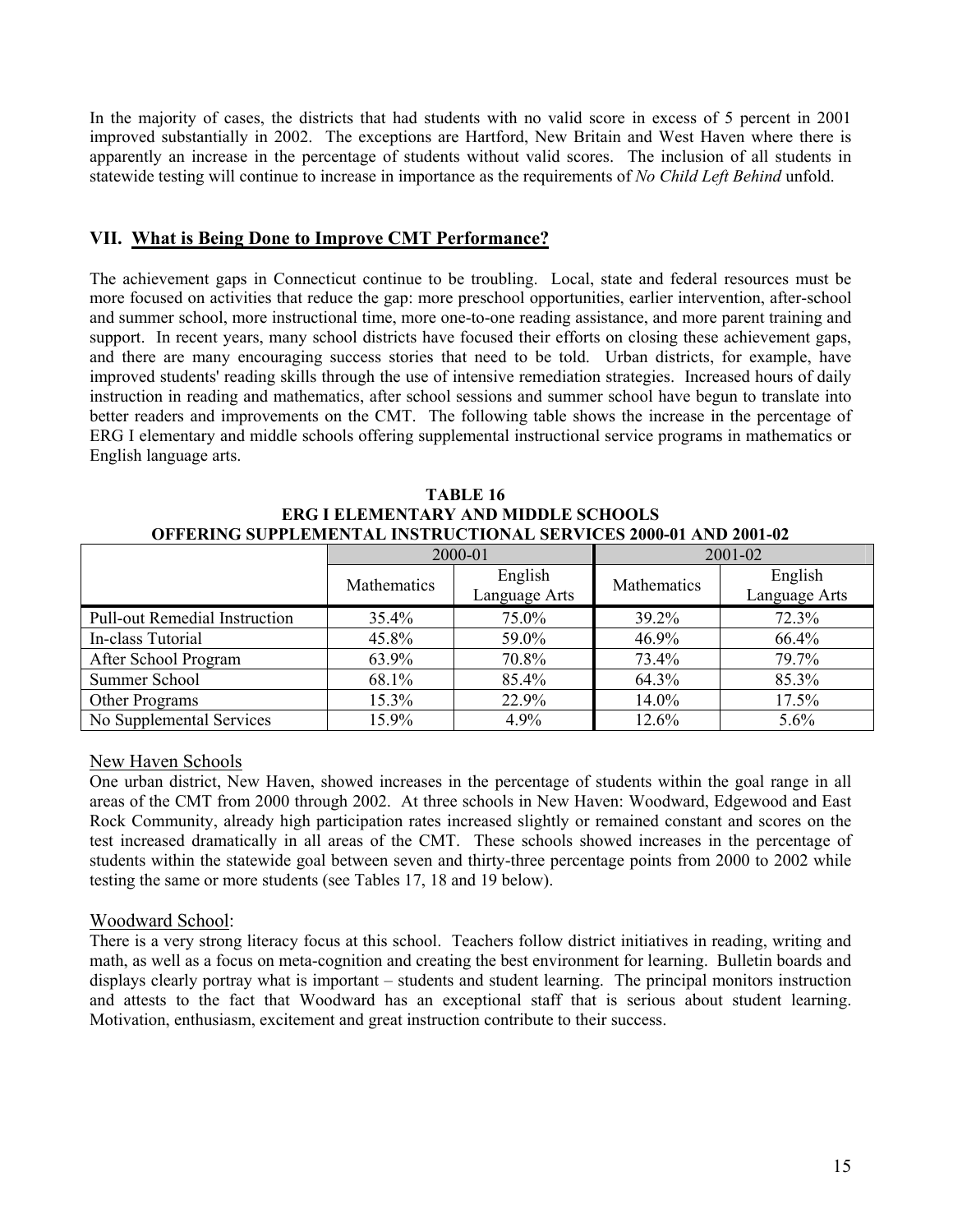In the majority of cases, the districts that had students with no valid score in excess of 5 percent in 2001 improved substantially in 2002. The exceptions are Hartford, New Britain and West Haven where there is apparently an increase in the percentage of students without valid scores. The inclusion of all students in statewide testing will continue to increase in importance as the requirements of *No Child Left Behind* unfold.

## VII. What is Being Done to Improve CMT Performance?

The achievement gaps in Connecticut continue to be troubling. Local, state and federal resources must be more focused on activities that reduce the gap: more preschool opportunities, earlier intervention, after-school and summer school, more instructional time, more one-to-one reading assistance, and more parent training and support. In recent years, many school districts have focused their efforts on closing these achievement gaps, and there are many encouraging success stories that need to be told. Urban districts, for example, have improved students' reading skills through the use of intensive remediation strategies. Increased hours of daily instruction in reading and mathematics, after school sessions and summer school have begun to translate into better readers and improvements on the CMT. The following table shows the increase in the percentage of ERG I elementary and middle schools offering supplemental instructional service programs in mathematics or English language arts.

**TABLE 16**
**ERG I ELEMENTARY AND MIDDLE SCHOOLS**
**OFFERING SUPPLEMENTAL INSTRUCTIONAL SERVICES 2000-01 AND 2001-02**

| | 2000-01 | | 2001-02 | |
|---|---|---|---|---|
| | Mathematics | English Language Arts | Mathematics | English Language Arts |
| Pull-out Remedial Instruction | 35.4% | 75.0% | 39.2% | 72.3% |
| In-class Tutorial | 45.8% | 59.0% | 46.9% | 66.4% |
| After School Program | 63.9% | 70.8% | 73.4% | 79.7% |
| Summer School | 68.1% | 85.4% | 64.3% | 85.3% |
| Other Programs | 15.3% | 22.9% | 14.0% | 17.5% |
| No Supplemental Services | 15.9% | 4.9% | 12.6% | 5.6% |

### New Haven Schools

One urban district, New Haven, showed increases in the percentage of students within the goal range in all areas of the CMT from 2000 through 2002. At three schools in New Haven: Woodward, Edgewood and East Rock Community, already high participation rates increased slightly or remained constant and scores on the test increased dramatically in all areas of the CMT. These schools showed increases in the percentage of students within the statewide goal between seven and thirty-three percentage points from 2000 to 2002 while testing the same or more students (see Tables 17, 18 and 19 below).

### Woodward School:

There is a very strong literacy focus at this school. Teachers follow district initiatives in reading, writing and math, as well as a focus on meta-cognition and creating the best environment for learning. Bulletin boards and displays clearly portray what is important – students and student learning. The principal monitors instruction and attests to the fact that Woodward has an exceptional staff that is serious about student learning. Motivation, enthusiasm, excitement and great instruction contribute to their success.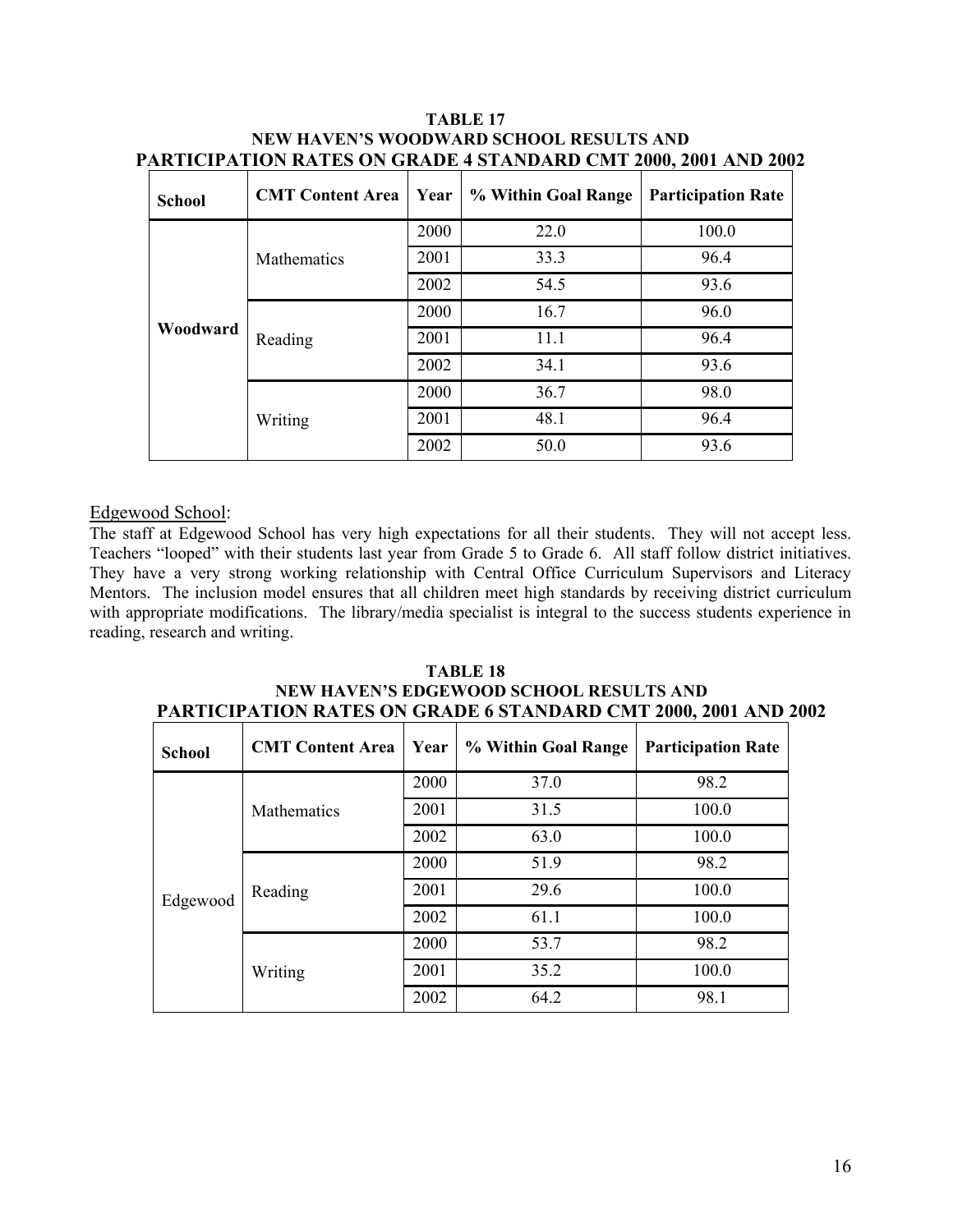**TABLE 17**
**NEW HAVEN'S WOODWARD SCHOOL RESULTS AND PARTICIPATION RATES ON GRADE 4 STANDARD CMT 2000, 2001 AND 2002**

| School | CMT Content Area | Year | % Within Goal Range | Participation Rate |
|---|---|---|---|---|
| **Woodward** | Mathematics | 2000 | 22.0 | 100.0 |
| | | 2001 | 33.3 | 96.4 |
| | | 2002 | 54.5 | 93.6 |
| | Reading | 2000 | 16.7 | 96.0 |
| | | 2001 | 11.1 | 96.4 |
| | | 2002 | 34.1 | 93.6 |
| | Writing | 2000 | 36.7 | 98.0 |
| | | 2001 | 48.1 | 96.4 |
| | | 2002 | 50.0 | 93.6 |

Edgewood School:

The staff at Edgewood School has very high expectations for all their students. They will not accept less. Teachers "looped" with their students last year from Grade 5 to Grade 6. All staff follow district initiatives. They have a very strong working relationship with Central Office Curriculum Supervisors and Literacy Mentors. The inclusion model ensures that all children meet high standards by receiving district curriculum with appropriate modifications. The library/media specialist is integral to the success students experience in reading, research and writing.

**TABLE 18**
**NEW HAVEN'S EDGEWOOD SCHOOL RESULTS AND PARTICIPATION RATES ON GRADE 6 STANDARD CMT 2000, 2001 AND 2002**

| School | CMT Content Area | Year | % Within Goal Range | Participation Rate |
|---|---|---|---|---|
| Edgewood | Mathematics | 2000 | 37.0 | 98.2 |
| | | 2001 | 31.5 | 100.0 |
| | | 2002 | 63.0 | 100.0 |
| | Reading | 2000 | 51.9 | 98.2 |
| | | 2001 | 29.6 | 100.0 |
| | | 2002 | 61.1 | 100.0 |
| | Writing | 2000 | 53.7 | 98.2 |
| | | 2001 | 35.2 | 100.0 |
| | | 2002 | 64.2 | 98.1 |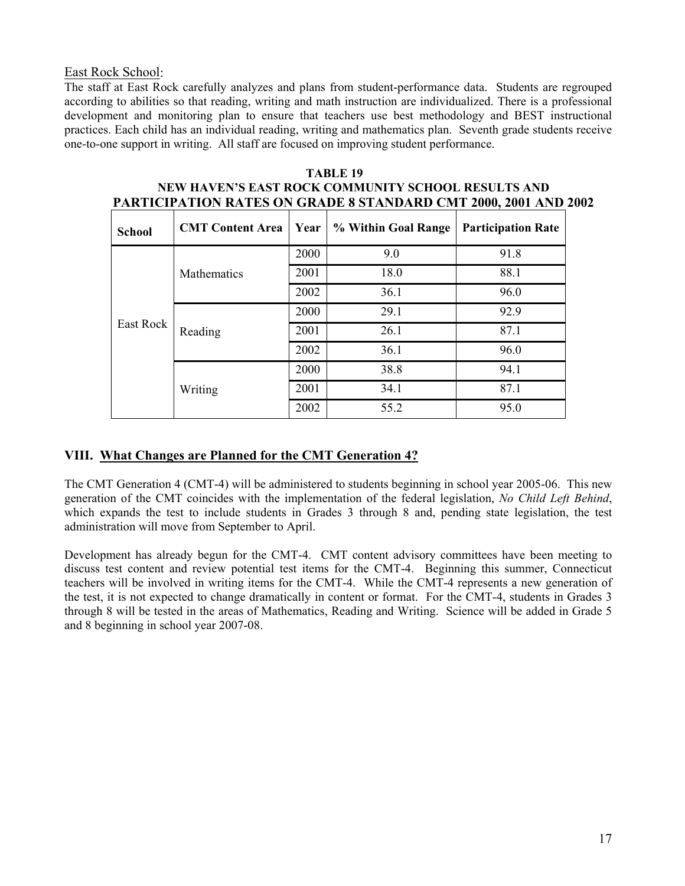East Rock School:

The staff at East Rock carefully analyzes and plans from student-performance data. Students are regrouped according to abilities so that reading, writing and math instruction are individualized. There is a professional development and monitoring plan to ensure that teachers use best methodology and BEST instructional practices. Each child has an individual reading, writing and mathematics plan. Seventh grade students receive one-to-one support in writing. All staff are focused on improving student performance.

**TABLE 19**
**NEW HAVEN'S EAST ROCK COMMUNITY SCHOOL RESULTS AND PARTICIPATION RATES ON GRADE 8 STANDARD CMT 2000, 2001 AND 2002**

| School | CMT Content Area | Year | % Within Goal Range | Participation Rate |
|---|---|---|---|---|
| East Rock | Mathematics | 2000 | 9.0 | 91.8 |
| | | 2001 | 18.0 | 88.1 |
| | | 2002 | 36.1 | 96.0 |
| | Reading | 2000 | 29.1 | 92.9 |
| | | 2001 | 26.1 | 87.1 |
| | | 2002 | 36.1 | 96.0 |
| | Writing | 2000 | 38.8 | 94.1 |
| | | 2001 | 34.1 | 87.1 |
| | | 2002 | 55.2 | 95.0 |

## VIII. What Changes are Planned for the CMT Generation 4?

The CMT Generation 4 (CMT-4) will be administered to students beginning in school year 2005-06. This new generation of the CMT coincides with the implementation of the federal legislation, *No Child Left Behind*, which expands the test to include students in Grades 3 through 8 and, pending state legislation, the test administration will move from September to April.

Development has already begun for the CMT-4. CMT content advisory committees have been meeting to discuss test content and review potential test items for the CMT-4. Beginning this summer, Connecticut teachers will be involved in writing items for the CMT-4. While the CMT-4 represents a new generation of the test, it is not expected to change dramatically in content or format. For the CMT-4, students in Grades 3 through 8 will be tested in the areas of Mathematics, Reading and Writing. Science will be added in Grade 5 and 8 beginning in school year 2007-08.